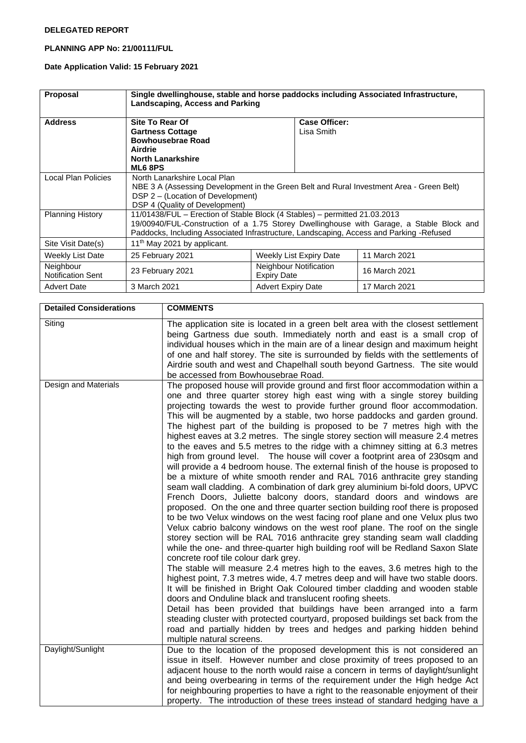**DELEGATED REPORT**

**PLANNING APP No: 21/00111/FUL**

**Date Application Valid: 15 February 2021**

| **Proposal** | **Single dwellinghouse, stable and horse paddocks including Associated Infrastructure, Landscaping, Access and Parking** | | |
|---|---|---|---|
| **Address** | **Site To Rear Of Gartness Cottage Bowhousebrae Road Airdrie North Lanarkshire ML6 8PS** | **Case Officer:** Lisa Smith | |
| Local Plan Policies | North Lanarkshire Local Plan<br>NBE 3 A (Assessing Development in the Green Belt and Rural Investment Area - Green Belt)<br>DSP 2 – (Location of Development)<br>DSP 4 (Quality of Development) | | |
| Planning History | 11/01438/FUL – Erection of Stable Block (4 Stables) – permitted 21.03.2013<br>19/00940/FUL-Construction of a 1.75 Storey Dwellinghouse with Garage, a Stable Block and Paddocks, Including Associated Infrastructure, Landscaping, Access and Parking -Refused | | |
| Site Visit Date(s) | 11th May 2021 by applicant. | | |
| Weekly List Date | 25 February 2021 | Weekly List Expiry Date | 11 March 2021 |
| Neighbour Notification Sent | 23 February 2021 | Neighbour Notification Expiry Date | 16 March 2021 |
| Advert Date | 3 March 2021 | Advert Expiry Date | 17 March 2021 |

| **Detailed Considerations** | **COMMENTS** |
|---|---|
| Siting | The application site is located in a green belt area with the closest settlement being Gartness due south. Immediately north and east is a small crop of individual houses which in the main are of a linear design and maximum height of one and half storey. The site is surrounded by fields with the settlements of Airdrie south and west and Chapelhall south beyond Gartness. The site would be accessed from Bowhousebrae Road. |
| Design and Materials | The proposed house will provide ground and first floor accommodation within a one and three quarter storey high east wing with a single storey building projecting towards the west to provide further ground floor accommodation. This will be augmented by a stable, two horse paddocks and garden ground. The highest part of the building is proposed to be 7 metres high with the highest eaves at 3.2 metres. The single storey section will measure 2.4 metres to the eaves and 5.5 metres to the ridge with a chimney sitting at 6.3 metres high from ground level. The house will cover a footprint area of 230sqm and will provide a 4 bedroom house. The external finish of the house is proposed to be a mixture of white smooth render and RAL 7016 anthracite grey standing seam wall cladding. A combination of dark grey aluminium bi-fold doors, UPVC French Doors, Juliette balcony doors, standard doors and windows are proposed. On the one and three quarter section building roof there is proposed to be two Velux windows on the west facing roof plane and one Velux plus two Velux cabrio balcony windows on the west roof plane. The roof on the single storey section will be RAL 7016 anthracite grey standing seam wall cladding while the one- and three-quarter high building roof will be Redland Saxon Slate concrete roof tile colour dark grey.<br>The stable will measure 2.4 metres high to the eaves, 3.6 metres high to the highest point, 7.3 metres wide, 4.7 metres deep and will have two stable doors. It will be finished in Bright Oak Coloured timber cladding and wooden stable doors and Onduline black and translucent roofing sheets.<br>Detail has been provided that buildings have been arranged into a farm steading cluster with protected courtyard, proposed buildings set back from the road and partially hidden by trees and hedges and parking hidden behind multiple natural screens. |
| Daylight/Sunlight | Due to the location of the proposed development this is not considered an issue in itself. However number and close proximity of trees proposed to an adjacent house to the north would raise a concern in terms of daylight/sunlight and being overbearing in terms of the requirement under the High hedge Act for neighbouring properties to have a right to the reasonable enjoyment of their property. The introduction of these trees instead of standard hedging have a |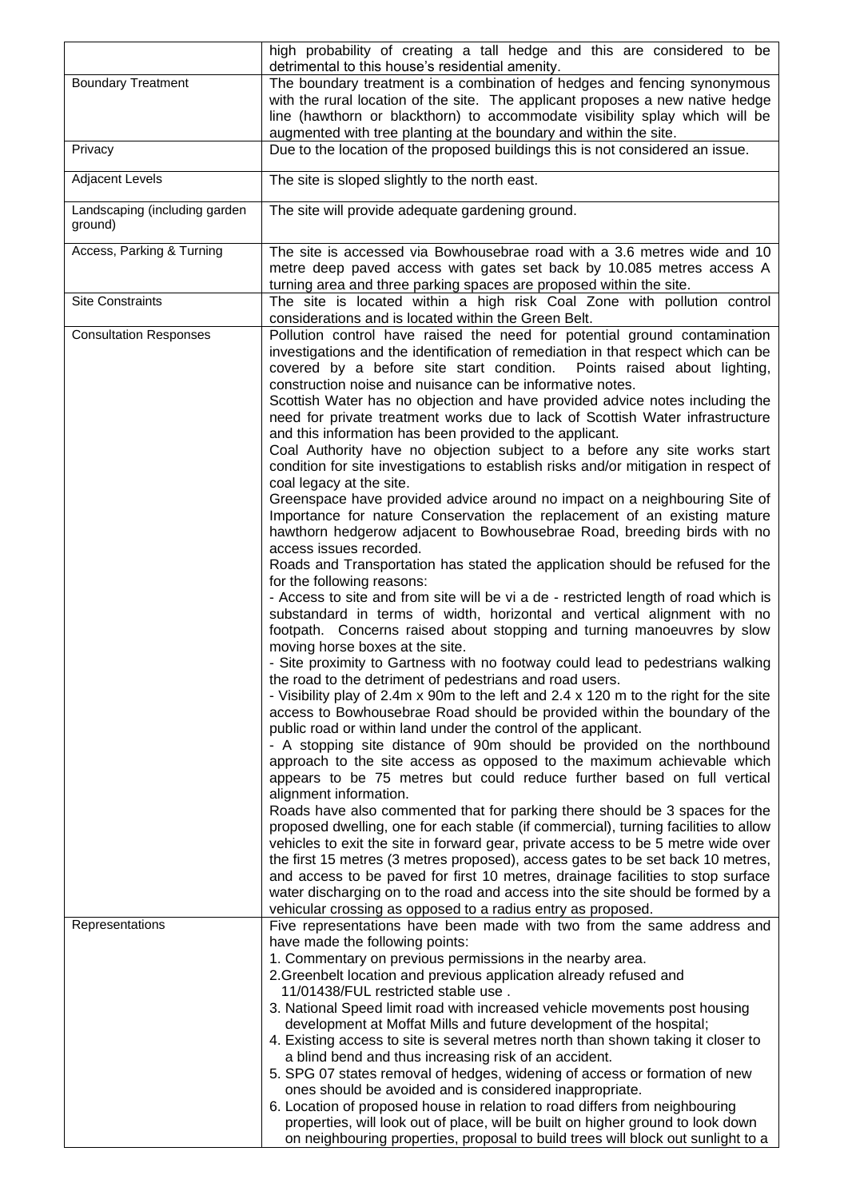| | |
|---|---|
| | high probability of creating a tall hedge and this are considered to be detrimental to this house's residential amenity. |
| Boundary Treatment | The boundary treatment is a combination of hedges and fencing synonymous with the rural location of the site. The applicant proposes a new native hedge line (hawthorn or blackthorn) to accommodate visibility splay which will be augmented with tree planting at the boundary and within the site. |
| Privacy | Due to the location of the proposed buildings this is not considered an issue. |
| Adjacent Levels | The site is sloped slightly to the north east. |
| Landscaping (including garden ground) | The site will provide adequate gardening ground. |
| Access, Parking & Turning | The site is accessed via Bowhousebrae road with a 3.6 metres wide and 10 metre deep paved access with gates set back by 10.085 metres access A turning area and three parking spaces are proposed within the site. |
| Site Constraints | The site is located within a high risk Coal Zone with pollution control considerations and is located within the Green Belt. |
| Consultation Responses | Pollution control have raised the need for potential ground contamination investigations and the identification of remediation in that respect which can be covered by a before site start condition. Points raised about lighting, construction noise and nuisance can be informative notes.<br>Scottish Water has no objection and have provided advice notes including the need for private treatment works due to lack of Scottish Water infrastructure and this information has been provided to the applicant.<br>Coal Authority have no objection subject to a before any site works start condition for site investigations to establish risks and/or mitigation in respect of coal legacy at the site.<br>Greenspace have provided advice around no impact on a neighbouring Site of Importance for nature Conservation the replacement of an existing mature hawthorn hedgerow adjacent to Bowhousebrae Road, breeding birds with no access issues recorded.<br>Roads and Transportation has stated the application should be refused for the for the following reasons:<br>- Access to site and from site will be vi a de - restricted length of road which is substandard in terms of width, horizontal and vertical alignment with no footpath. Concerns raised about stopping and turning manoeuvres by slow moving horse boxes at the site.<br>- Site proximity to Gartness with no footway could lead to pedestrians walking the road to the detriment of pedestrians and road users.<br>- Visibility play of 2.4m x 90m to the left and 2.4 x 120 m to the right for the site access to Bowhousebrae Road should be provided within the boundary of the public road or within land under the control of the applicant.<br>- A stopping site distance of 90m should be provided on the northbound approach to the site access as opposed to the maximum achievable which appears to be 75 metres but could reduce further based on full vertical alignment information.<br>Roads have also commented that for parking there should be 3 spaces for the proposed dwelling, one for each stable (if commercial), turning facilities to allow vehicles to exit the site in forward gear, private access to be 5 metre wide over the first 15 metres (3 metres proposed), access gates to be set back 10 metres, and access to be paved for first 10 metres, drainage facilities to stop surface water discharging on to the road and access into the site should be formed by a vehicular crossing as opposed to a radius entry as proposed. |
| Representations | Five representations have been made with two from the same address and have made the following points:<br>1. Commentary on previous permissions in the nearby area.<br>2. Greenbelt location and previous application already refused and 11/01438/FUL restricted stable use .<br>3. National Speed limit road with increased vehicle movements post housing development at Moffat Mills and future development of the hospital;<br>4. Existing access to site is several metres north than shown taking it closer to a blind bend and thus increasing risk of an accident.<br>5. SPG 07 states removal of hedges, widening of access or formation of new ones should be avoided and is considered inappropriate.<br>6. Location of proposed house in relation to road differs from neighbouring properties, will look out of place, will be built on higher ground to look down on neighbouring properties, proposal to build trees will block out sunlight to a |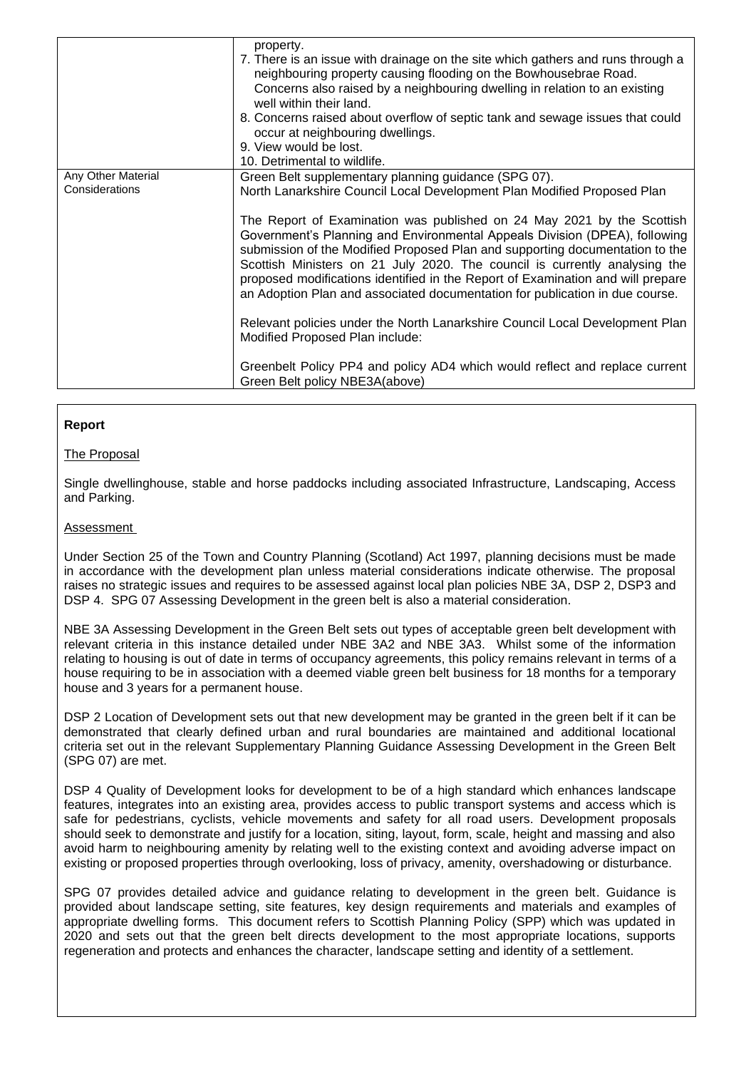| | |
|---|---|
| | property.<br>7. There is an issue with drainage on the site which gathers and runs through a neighbouring property causing flooding on the Bowhousebrae Road. Concerns also raised by a neighbouring dwelling in relation to an existing well within their land.<br>8. Concerns raised about overflow of septic tank and sewage issues that could occur at neighbouring dwellings.<br>9. View would be lost.<br>10. Detrimental to wildlife. |
| Any Other Material Considerations | Green Belt supplementary planning guidance (SPG 07).<br>North Lanarkshire Council Local Development Plan Modified Proposed Plan<br><br>The Report of Examination was published on 24 May 2021 by the Scottish Government's Planning and Environmental Appeals Division (DPEA), following submission of the Modified Proposed Plan and supporting documentation to the Scottish Ministers on 21 July 2020. The council is currently analysing the proposed modifications identified in the Report of Examination and will prepare an Adoption Plan and associated documentation for publication in due course.<br><br>Relevant policies under the North Lanarkshire Council Local Development Plan Modified Proposed Plan include:<br><br>Greenbelt Policy PP4 and policy AD4 which would reflect and replace current Green Belt policy NBE3A(above) |

**Report**

The Proposal

Single dwellinghouse, stable and horse paddocks including associated Infrastructure, Landscaping, Access and Parking.

Assessment

Under Section 25 of the Town and Country Planning (Scotland) Act 1997, planning decisions must be made in accordance with the development plan unless material considerations indicate otherwise. The proposal raises no strategic issues and requires to be assessed against local plan policies NBE 3A, DSP 2, DSP3 and DSP 4. SPG 07 Assessing Development in the green belt is also a material consideration.

NBE 3A Assessing Development in the Green Belt sets out types of acceptable green belt development with relevant criteria in this instance detailed under NBE 3A2 and NBE 3A3. Whilst some of the information relating to housing is out of date in terms of occupancy agreements, this policy remains relevant in terms of a house requiring to be in association with a deemed viable green belt business for 18 months for a temporary house and 3 years for a permanent house.

DSP 2 Location of Development sets out that new development may be granted in the green belt if it can be demonstrated that clearly defined urban and rural boundaries are maintained and additional locational criteria set out in the relevant Supplementary Planning Guidance Assessing Development in the Green Belt (SPG 07) are met.

DSP 4 Quality of Development looks for development to be of a high standard which enhances landscape features, integrates into an existing area, provides access to public transport systems and access which is safe for pedestrians, cyclists, vehicle movements and safety for all road users. Development proposals should seek to demonstrate and justify for a location, siting, layout, form, scale, height and massing and also avoid harm to neighbouring amenity by relating well to the existing context and avoiding adverse impact on existing or proposed properties through overlooking, loss of privacy, amenity, overshadowing or disturbance.

SPG 07 provides detailed advice and guidance relating to development in the green belt. Guidance is provided about landscape setting, site features, key design requirements and materials and examples of appropriate dwelling forms. This document refers to Scottish Planning Policy (SPP) which was updated in 2020 and sets out that the green belt directs development to the most appropriate locations, supports regeneration and protects and enhances the character, landscape setting and identity of a settlement.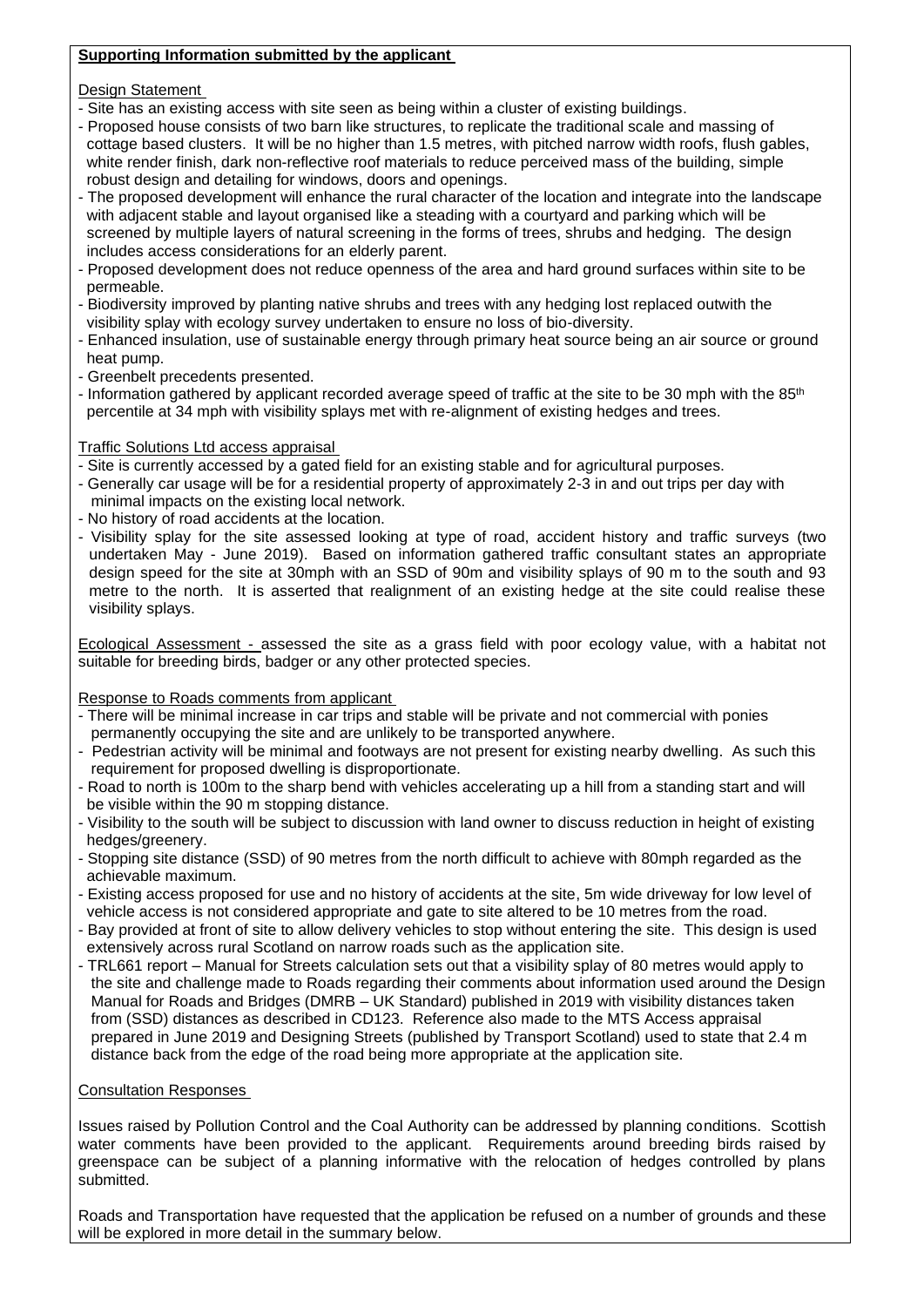**Supporting Information submitted by the applicant**

Design Statement

- Site has an existing access with site seen as being within a cluster of existing buildings.
- Proposed house consists of two barn like structures, to replicate the traditional scale and massing of cottage based clusters. It will be no higher than 1.5 metres, with pitched narrow width roofs, flush gables, white render finish, dark non-reflective roof materials to reduce perceived mass of the building, simple robust design and detailing for windows, doors and openings.
- The proposed development will enhance the rural character of the location and integrate into the landscape with adjacent stable and layout organised like a steading with a courtyard and parking which will be screened by multiple layers of natural screening in the forms of trees, shrubs and hedging. The design includes access considerations for an elderly parent.
- Proposed development does not reduce openness of the area and hard ground surfaces within site to be permeable.
- Biodiversity improved by planting native shrubs and trees with any hedging lost replaced outwith the visibility splay with ecology survey undertaken to ensure no loss of bio-diversity.
- Enhanced insulation, use of sustainable energy through primary heat source being an air source or ground heat pump.
- Greenbelt precedents presented.
- Information gathered by applicant recorded average speed of traffic at the site to be 30 mph with the 85th percentile at 34 mph with visibility splays met with re-alignment of existing hedges and trees.

Traffic Solutions Ltd access appraisal

- Site is currently accessed by a gated field for an existing stable and for agricultural purposes.
- Generally car usage will be for a residential property of approximately 2-3 in and out trips per day with minimal impacts on the existing local network.
- No history of road accidents at the location.
- Visibility splay for the site assessed looking at type of road, accident history and traffic surveys (two undertaken May - June 2019). Based on information gathered traffic consultant states an appropriate design speed for the site at 30mph with an SSD of 90m and visibility splays of 90 m to the south and 93 metre to the north. It is asserted that realignment of an existing hedge at the site could realise these visibility splays.

Ecological Assessment - assessed the site as a grass field with poor ecology value, with a habitat not suitable for breeding birds, badger or any other protected species.

Response to Roads comments from applicant

- There will be minimal increase in car trips and stable will be private and not commercial with ponies permanently occupying the site and are unlikely to be transported anywhere.
- Pedestrian activity will be minimal and footways are not present for existing nearby dwelling. As such this requirement for proposed dwelling is disproportionate.
- Road to north is 100m to the sharp bend with vehicles accelerating up a hill from a standing start and will be visible within the 90 m stopping distance.
- Visibility to the south will be subject to discussion with land owner to discuss reduction in height of existing hedges/greenery.
- Stopping site distance (SSD) of 90 metres from the north difficult to achieve with 80mph regarded as the achievable maximum.
- Existing access proposed for use and no history of accidents at the site, 5m wide driveway for low level of vehicle access is not considered appropriate and gate to site altered to be 10 metres from the road.
- Bay provided at front of site to allow delivery vehicles to stop without entering the site. This design is used extensively across rural Scotland on narrow roads such as the application site.
- TRL661 report – Manual for Streets calculation sets out that a visibility splay of 80 metres would apply to the site and challenge made to Roads regarding their comments about information used around the Design Manual for Roads and Bridges (DMRB – UK Standard) published in 2019 with visibility distances taken from (SSD) distances as described in CD123. Reference also made to the MTS Access appraisal prepared in June 2019 and Designing Streets (published by Transport Scotland) used to state that 2.4 m distance back from the edge of the road being more appropriate at the application site.

Consultation Responses

Issues raised by Pollution Control and the Coal Authority can be addressed by planning conditions. Scottish water comments have been provided to the applicant. Requirements around breeding birds raised by greenspace can be subject of a planning informative with the relocation of hedges controlled by plans submitted.

Roads and Transportation have requested that the application be refused on a number of grounds and these will be explored in more detail in the summary below.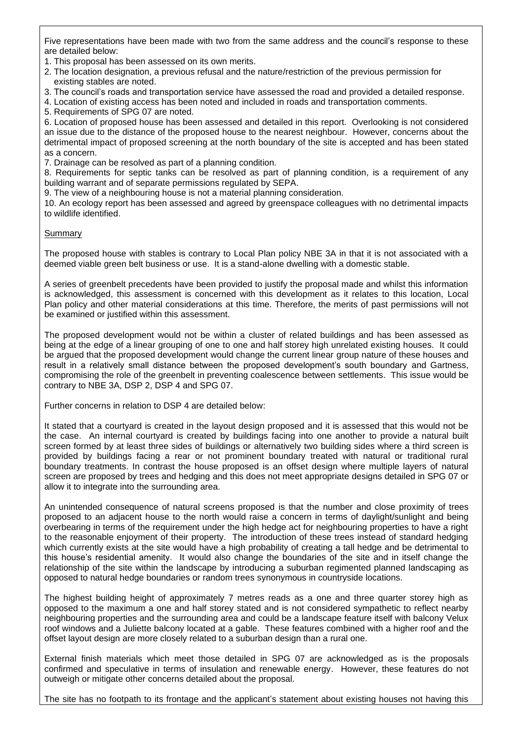Five representations have been made with two from the same address and the council's response to these are detailed below:

1. This proposal has been assessed on its own merits.
2. The location designation, a previous refusal and the nature/restriction of the previous permission for existing stables are noted.
3. The council's roads and transportation service have assessed the road and provided a detailed response.
4. Location of existing access has been noted and included in roads and transportation comments.
5. Requirements of SPG 07 are noted.
6. Location of proposed house has been assessed and detailed in this report. Overlooking is not considered an issue due to the distance of the proposed house to the nearest neighbour. However, concerns about the detrimental impact of proposed screening at the north boundary of the site is accepted and has been stated as a concern.
7. Drainage can be resolved as part of a planning condition.
8. Requirements for septic tanks can be resolved as part of planning condition, is a requirement of any building warrant and of separate permissions regulated by SEPA.
9. The view of a neighbouring house is not a material planning consideration.
10. An ecology report has been assessed and agreed by greenspace colleagues with no detrimental impacts to wildlife identified.

Summary

The proposed house with stables is contrary to Local Plan policy NBE 3A in that it is not associated with a deemed viable green belt business or use. It is a stand-alone dwelling with a domestic stable.

A series of greenbelt precedents have been provided to justify the proposal made and whilst this information is acknowledged, this assessment is concerned with this development as it relates to this location, Local Plan policy and other material considerations at this time. Therefore, the merits of past permissions will not be examined or justified within this assessment.

The proposed development would not be within a cluster of related buildings and has been assessed as being at the edge of a linear grouping of one to one and half storey high unrelated existing houses. It could be argued that the proposed development would change the current linear group nature of these houses and result in a relatively small distance between the proposed development's south boundary and Gartness, compromising the role of the greenbelt in preventing coalescence between settlements. This issue would be contrary to NBE 3A, DSP 2, DSP 4 and SPG 07.

Further concerns in relation to DSP 4 are detailed below:

It stated that a courtyard is created in the layout design proposed and it is assessed that this would not be the case. An internal courtyard is created by buildings facing into one another to provide a natural built screen formed by at least three sides of buildings or alternatively two building sides where a third screen is provided by buildings facing a rear or not prominent boundary treated with natural or traditional rural boundary treatments. In contrast the house proposed is an offset design where multiple layers of natural screen are proposed by trees and hedging and this does not meet appropriate designs detailed in SPG 07 or allow it to integrate into the surrounding area.

An unintended consequence of natural screens proposed is that the number and close proximity of trees proposed to an adjacent house to the north would raise a concern in terms of daylight/sunlight and being overbearing in terms of the requirement under the high hedge act for neighbouring properties to have a right to the reasonable enjoyment of their property. The introduction of these trees instead of standard hedging which currently exists at the site would have a high probability of creating a tall hedge and be detrimental to this house's residential amenity. It would also change the boundaries of the site and in itself change the relationship of the site within the landscape by introducing a suburban regimented planned landscaping as opposed to natural hedge boundaries or random trees synonymous in countryside locations.

The highest building height of approximately 7 metres reads as a one and three quarter storey high as opposed to the maximum a one and half storey stated and is not considered sympathetic to reflect nearby neighbouring properties and the surrounding area and could be a landscape feature itself with balcony Velux roof windows and a Juliette balcony located at a gable. These features combined with a higher roof and the offset layout design are more closely related to a suburban design than a rural one.

External finish materials which meet those detailed in SPG 07 are acknowledged as is the proposals confirmed and speculative in terms of insulation and renewable energy. However, these features do not outweigh or mitigate other concerns detailed about the proposal.

The site has no footpath to its frontage and the applicant's statement about existing houses not having this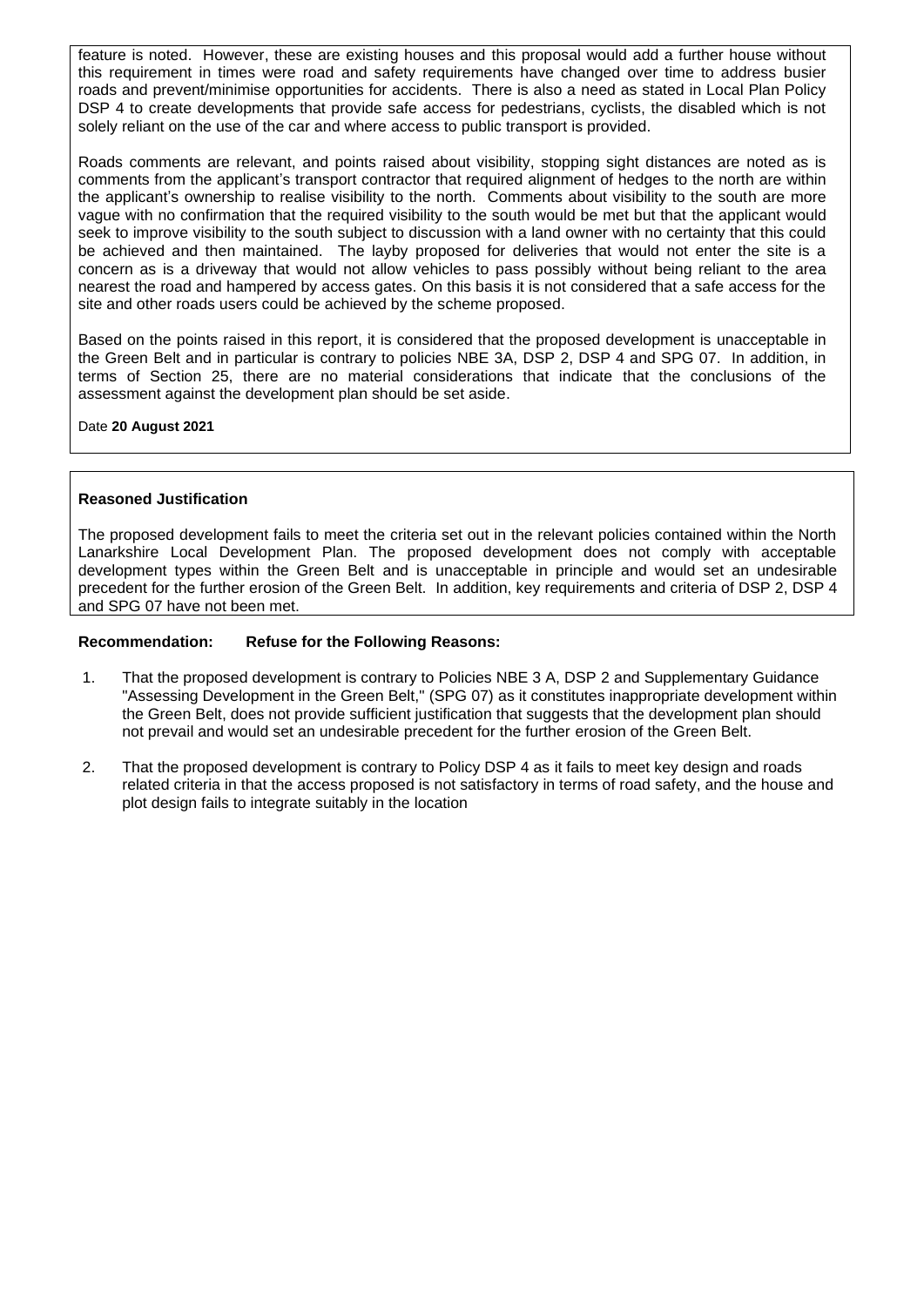feature is noted. However, these are existing houses and this proposal would add a further house without this requirement in times were road and safety requirements have changed over time to address busier roads and prevent/minimise opportunities for accidents. There is also a need as stated in Local Plan Policy DSP 4 to create developments that provide safe access for pedestrians, cyclists, the disabled which is not solely reliant on the use of the car and where access to public transport is provided.

Roads comments are relevant, and points raised about visibility, stopping sight distances are noted as is comments from the applicant's transport contractor that required alignment of hedges to the north are within the applicant's ownership to realise visibility to the north. Comments about visibility to the south are more vague with no confirmation that the required visibility to the south would be met but that the applicant would seek to improve visibility to the south subject to discussion with a land owner with no certainty that this could be achieved and then maintained. The layby proposed for deliveries that would not enter the site is a concern as is a driveway that would not allow vehicles to pass possibly without being reliant to the area nearest the road and hampered by access gates. On this basis it is not considered that a safe access for the site and other roads users could be achieved by the scheme proposed.

Based on the points raised in this report, it is considered that the proposed development is unacceptable in the Green Belt and in particular is contrary to policies NBE 3A, DSP 2, DSP 4 and SPG 07. In addition, in terms of Section 25, there are no material considerations that indicate that the conclusions of the assessment against the development plan should be set aside.

Date **20 August 2021**

**Reasoned Justification**

The proposed development fails to meet the criteria set out in the relevant policies contained within the North Lanarkshire Local Development Plan. The proposed development does not comply with acceptable development types within the Green Belt and is unacceptable in principle and would set an undesirable precedent for the further erosion of the Green Belt. In addition, key requirements and criteria of DSP 2, DSP 4 and SPG 07 have not been met.

**Recommendation: Refuse for the Following Reasons:**

1. That the proposed development is contrary to Policies NBE 3 A, DSP 2 and Supplementary Guidance "Assessing Development in the Green Belt," (SPG 07) as it constitutes inappropriate development within the Green Belt, does not provide sufficient justification that suggests that the development plan should not prevail and would set an undesirable precedent for the further erosion of the Green Belt.

2. That the proposed development is contrary to Policy DSP 4 as it fails to meet key design and roads related criteria in that the access proposed is not satisfactory in terms of road safety, and the house and plot design fails to integrate suitably in the location